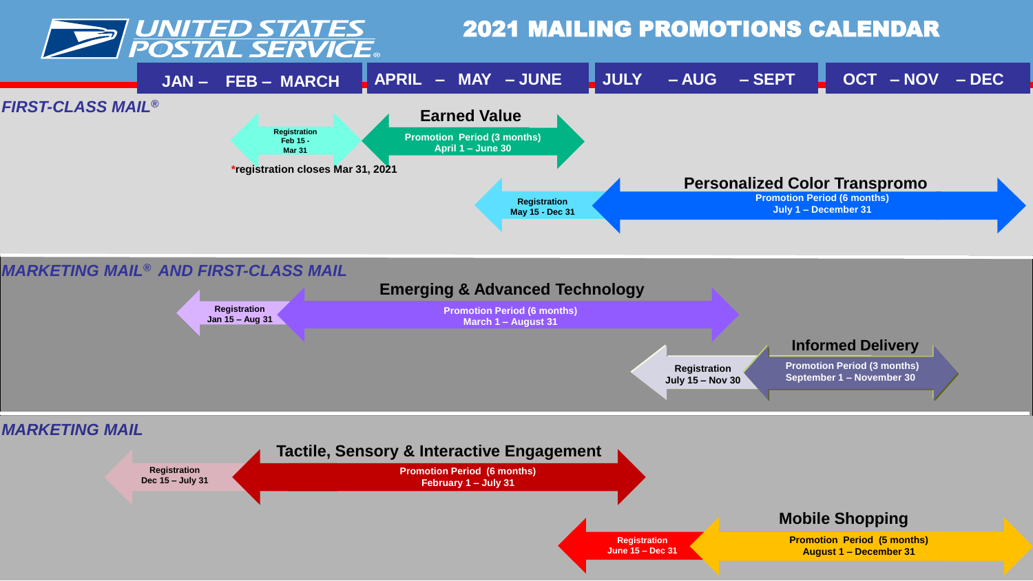# UNITED STATES POSTAL SERVICE®

# 2021 MAILING PROMOTIONS CALENDAR

| JAN – FEB – MARCH | APRIL – MAY – JUNE | JULY – AUG – SEPT | OCT – NOV – DEC |
| --- | --- | --- | --- |

## *FIRST-CLASS MAIL®*

### Earned Value

- **Registration** Feb 15 - Mar 31
- **Promotion Period (3 months)** April 1 – June 30

**\*registration closes Mar 31, 2021**

### Personalized Color Transpromo

- **Registration** May 15 - Dec 31
- **Promotion Period (6 months)** July 1 – December 31

## *MARKETING MAIL® AND FIRST-CLASS MAIL*

### Emerging & Advanced Technology

- **Registration** Jan 15 – Aug 31
- **Promotion Period (6 months)** March 1 – August 31

### Informed Delivery

- **Registration** July 15 – Nov 30
- **Promotion Period (3 months)** September 1 – November 30

## *MARKETING MAIL*

### Tactile, Sensory & Interactive Engagement

- **Registration** Dec 15 – July 31
- **Promotion Period (6 months)** February 1 – July 31

### Mobile Shopping

- **Registration** June 15 – Dec 31
- **Promotion Period (5 months)** August 1 – December 31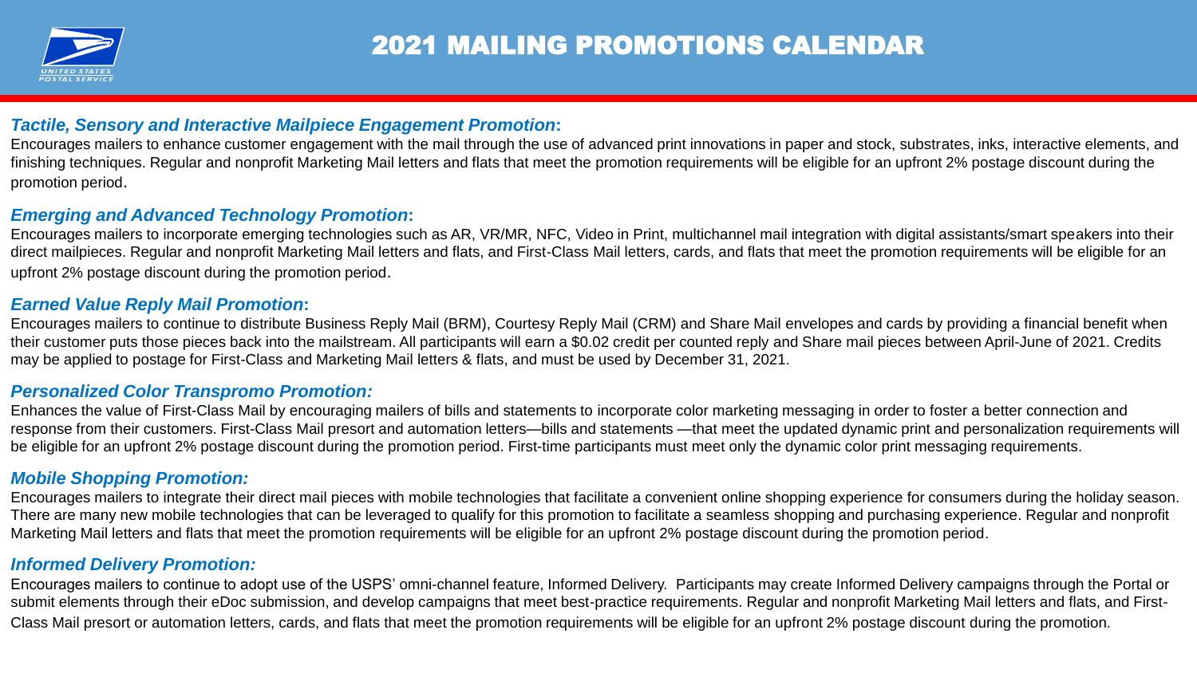# 2021 MAILING PROMOTIONS CALENDAR

### *Tactile, Sensory and Interactive Mailpiece Engagement Promotion*:

Encourages mailers to enhance customer engagement with the mail through the use of advanced print innovations in paper and stock, substrates, inks, interactive elements, and finishing techniques. Regular and nonprofit Marketing Mail letters and flats that meet the promotion requirements will be eligible for an upfront 2% postage discount during the promotion period.

### *Emerging and Advanced Technology Promotion*:

Encourages mailers to incorporate emerging technologies such as AR, VR/MR, NFC, Video in Print, multichannel mail integration with digital assistants/smart speakers into their direct mailpieces. Regular and nonprofit Marketing Mail letters and flats, and First-Class Mail letters, cards, and flats that meet the promotion requirements will be eligible for an upfront 2% postage discount during the promotion period.

### *Earned Value Reply Mail Promotion*:

Encourages mailers to continue to distribute Business Reply Mail (BRM), Courtesy Reply Mail (CRM) and Share Mail envelopes and cards by providing a financial benefit when their customer puts those pieces back into the mailstream. All participants will earn a $0.02 credit per counted reply and Share mail pieces between April-June of 2021. Credits may be applied to postage for First-Class and Marketing Mail letters & flats, and must be used by December 31, 2021.

### *Personalized Color Transpromo Promotion:*

Enhances the value of First-Class Mail by encouraging mailers of bills and statements to incorporate color marketing messaging in order to foster a better connection and response from their customers. First-Class Mail presort and automation letters—bills and statements —that meet the updated dynamic print and personalization requirements will be eligible for an upfront 2% postage discount during the promotion period. First-time participants must meet only the dynamic color print messaging requirements.

### *Mobile Shopping Promotion:*

Encourages mailers to integrate their direct mail pieces with mobile technologies that facilitate a convenient online shopping experience for consumers during the holiday season. There are many new mobile technologies that can be leveraged to qualify for this promotion to facilitate a seamless shopping and purchasing experience. Regular and nonprofit Marketing Mail letters and flats that meet the promotion requirements will be eligible for an upfront 2% postage discount during the promotion period.

### *Informed Delivery Promotion:*

Encourages mailers to continue to adopt use of the USPS' omni-channel feature, Informed Delivery. Participants may create Informed Delivery campaigns through the Portal or submit elements through their eDoc submission, and develop campaigns that meet best-practice requirements. Regular and nonprofit Marketing Mail letters and flats, and First-Class Mail presort or automation letters, cards, and flats that meet the promotion requirements will be eligible for an upfront 2% postage discount during the promotion.